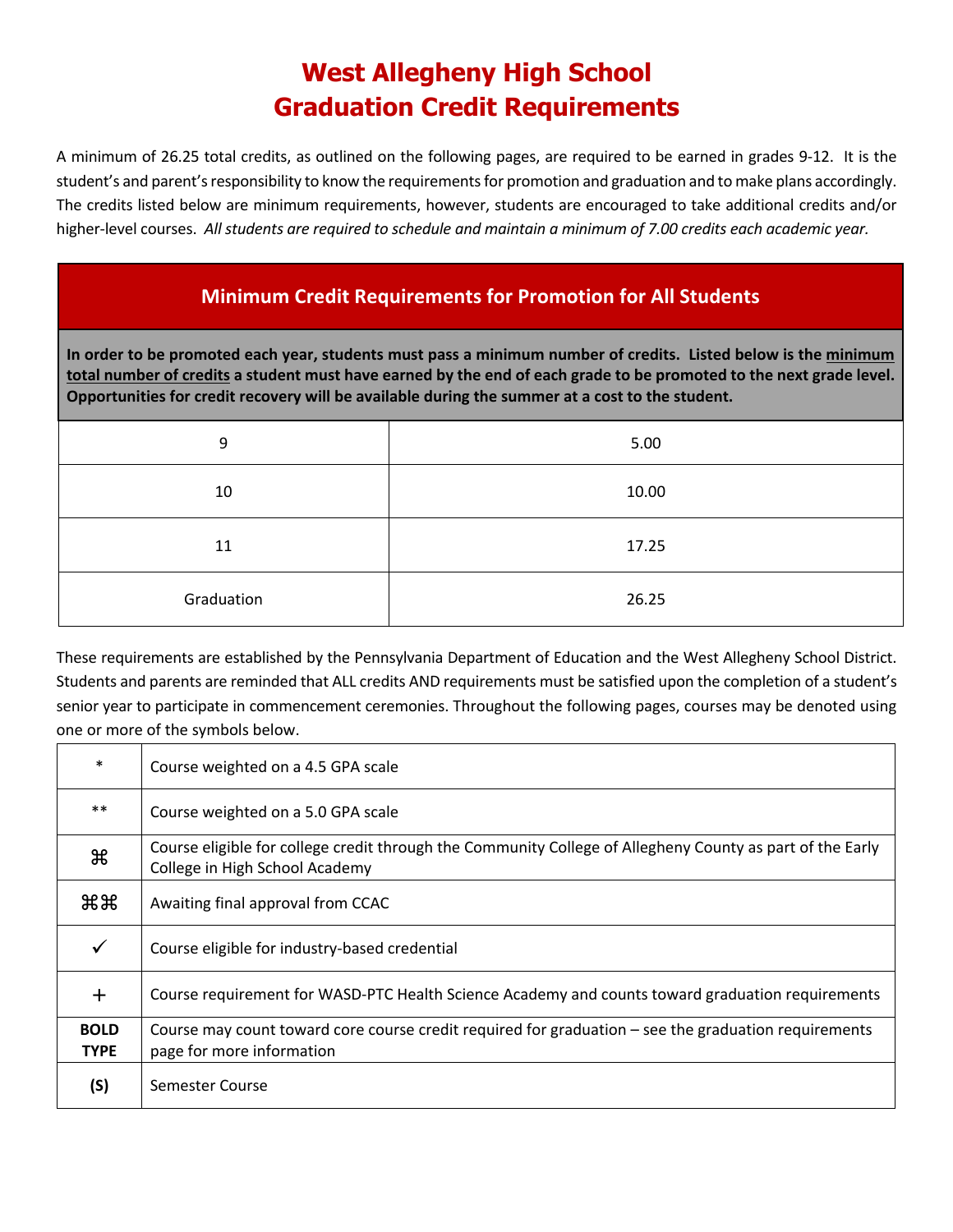# West Allegheny High School
# Graduation Credit Requirements

A minimum of 26.25 total credits, as outlined on the following pages, are required to be earned in grades 9-12. It is the student's and parent's responsibility to know the requirements for promotion and graduation and to make plans accordingly. The credits listed below are minimum requirements, however, students are encouraged to take additional credits and/or higher-level courses. *All students are required to schedule and maintain a minimum of 7.00 credits each academic year.*

| Minimum Credit Requirements for Promotion for All Students | |
|---|---|
| **In order to be promoted each year, students must pass a minimum number of credits. Listed below is the <u>minimum total number of credits</u> a student must have earned by the end of each grade to be promoted to the next grade level. Opportunities for credit recovery will be available during the summer at a cost to the student.** | |
| 9 | 5.00 |
| 10 | 10.00 |
| 11 | 17.25 |
| Graduation | 26.25 |

These requirements are established by the Pennsylvania Department of Education and the West Allegheny School District. Students and parents are reminded that ALL credits AND requirements must be satisfied upon the completion of a student's senior year to participate in commencement ceremonies. Throughout the following pages, courses may be denoted using one or more of the symbols below.

| Symbol | Meaning |
|---|---|
| * | Course weighted on a 4.5 GPA scale |
| ** | Course weighted on a 5.0 GPA scale |
| ⌘ | Course eligible for college credit through the Community College of Allegheny County as part of the Early College in High School Academy |
| ⌘⌘ | Awaiting final approval from CCAC |
| ✓ | Course eligible for industry-based credential |
| + | Course requirement for WASD-PTC Health Science Academy and counts toward graduation requirements |
| **BOLD TYPE** | Course may count toward core course credit required for graduation – see the graduation requirements page for more information |
| **(S)** | Semester Course |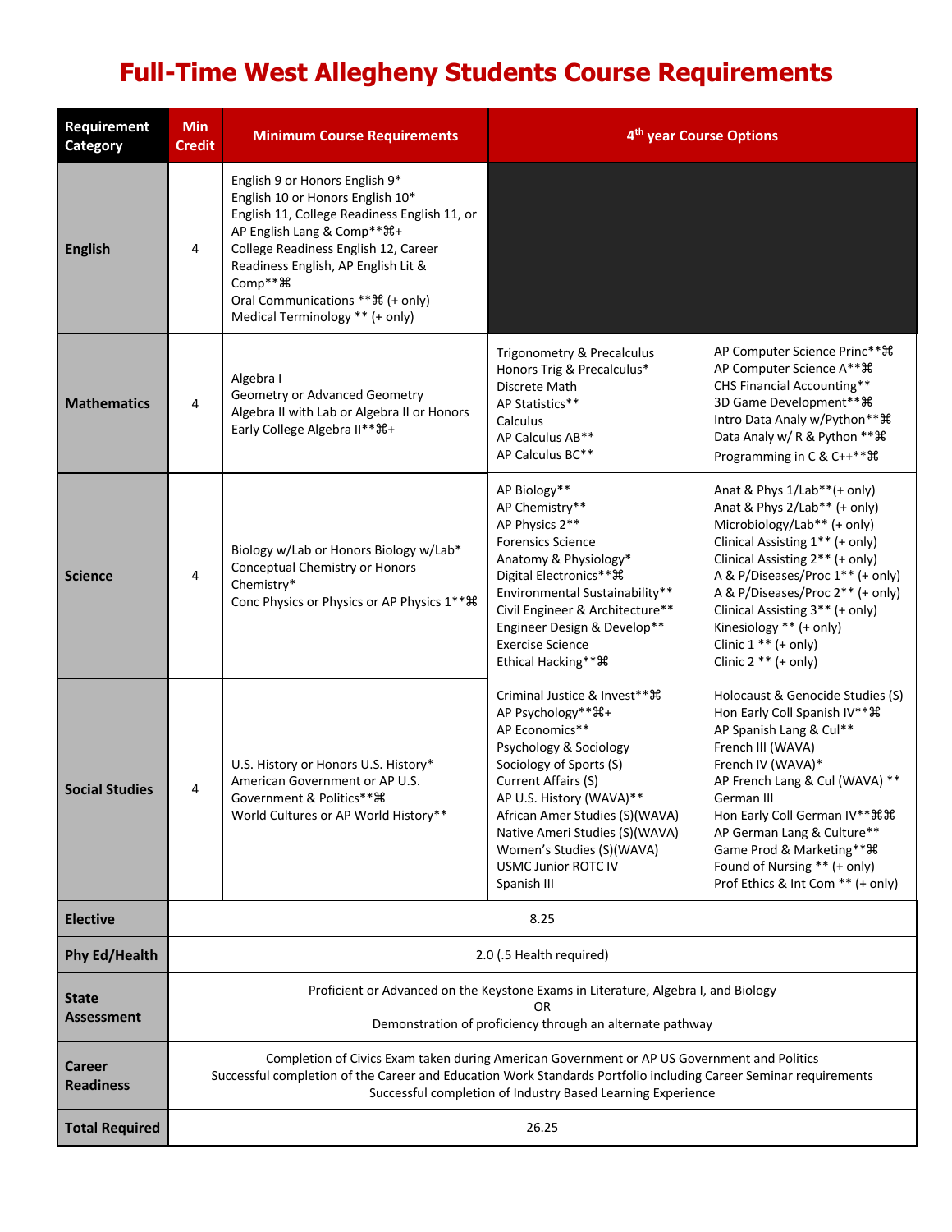# Full-Time West Allegheny Students Course Requirements

| Requirement Category | Min Credit | Minimum Course Requirements | 4th year Course Options | |
|---|---|---|---|---|
| English | 4 | English 9 or Honors English 9*<br>English 10 or Honors English 10*<br>English 11, College Readiness English 11, or AP English Lang & Comp**⌘+<br>College Readiness English 12, Career Readiness English, AP English Lit & Comp**⌘<br>Oral Communications **⌘ (+ only)<br>Medical Terminology ** (+ only) | | |
| Mathematics | 4 | Algebra I<br>Geometry or Advanced Geometry<br>Algebra II with Lab or Algebra II or Honors Early College Algebra II**⌘+ | Trigonometry & Precalculus<br>Honors Trig & Precalculus*<br>Discrete Math<br>AP Statistics**<br>Calculus<br>AP Calculus AB**<br>AP Calculus BC** | AP Computer Science Princ**⌘<br>AP Computer Science A**⌘<br>CHS Financial Accounting**<br>3D Game Development**⌘<br>Intro Data Analy w/Python**⌘<br>Data Analy w/ R & Python **⌘<br>Programming in C & C++**⌘ |
| Science | 4 | Biology w/Lab or Honors Biology w/Lab*<br>Conceptual Chemistry or Honors Chemistry*<br>Conc Physics or Physics or AP Physics 1**⌘ | AP Biology**<br>AP Chemistry**<br>AP Physics 2**<br>Forensics Science<br>Anatomy & Physiology*<br>Digital Electronics**⌘<br>Environmental Sustainability**<br>Civil Engineer & Architecture**<br>Engineer Design & Develop**<br>Exercise Science<br>Ethical Hacking**⌘ | Anat & Phys 1/Lab**(+ only)<br>Anat & Phys 2/Lab** (+ only)<br>Microbiology/Lab** (+ only)<br>Clinical Assisting 1** (+ only)<br>Clinical Assisting 2** (+ only)<br>A & P/Diseases/Proc 1** (+ only)<br>A & P/Diseases/Proc 2** (+ only)<br>Clinical Assisting 3** (+ only)<br>Kinesiology ** (+ only)<br>Clinic 1 ** (+ only)<br>Clinic 2 ** (+ only) |
| Social Studies | 4 | U.S. History or Honors U.S. History*<br>American Government or AP U.S. Government & Politics**⌘<br>World Cultures or AP World History** | Criminal Justice & Invest**⌘<br>AP Psychology**⌘+<br>AP Economics**<br>Psychology & Sociology<br>Sociology of Sports (S)<br>Current Affairs (S)<br>AP U.S. History (WAVA)**<br>African Amer Studies (S)(WAVA)<br>Native Ameri Studies (S)(WAVA)<br>Women's Studies (S)(WAVA)<br>USMC Junior ROTC IV<br>Spanish III | Holocaust & Genocide Studies (S)<br>Hon Early Coll Spanish IV**⌘<br>AP Spanish Lang & Cul**<br>French III (WAVA)<br>French IV (WAVA)*<br>AP French Lang & Cul (WAVA) **<br>German III<br>Hon Early Coll German IV**⌘⌘<br>AP German Lang & Culture**<br>Game Prod & Marketing**⌘<br>Found of Nursing ** (+ only)<br>Prof Ethics & Int Com ** (+ only) |
| Elective | 8.25 | | | |
| Phy Ed/Health | 2.0 (.5 Health required) | | | |
| State Assessment | Proficient or Advanced on the Keystone Exams in Literature, Algebra I, and Biology<br>OR<br>Demonstration of proficiency through an alternate pathway | | | |
| Career Readiness | Completion of Civics Exam taken during American Government or AP US Government and Politics<br>Successful completion of the Career and Education Work Standards Portfolio including Career Seminar requirements<br>Successful completion of Industry Based Learning Experience | | | |
| Total Required | 26.25 | | | |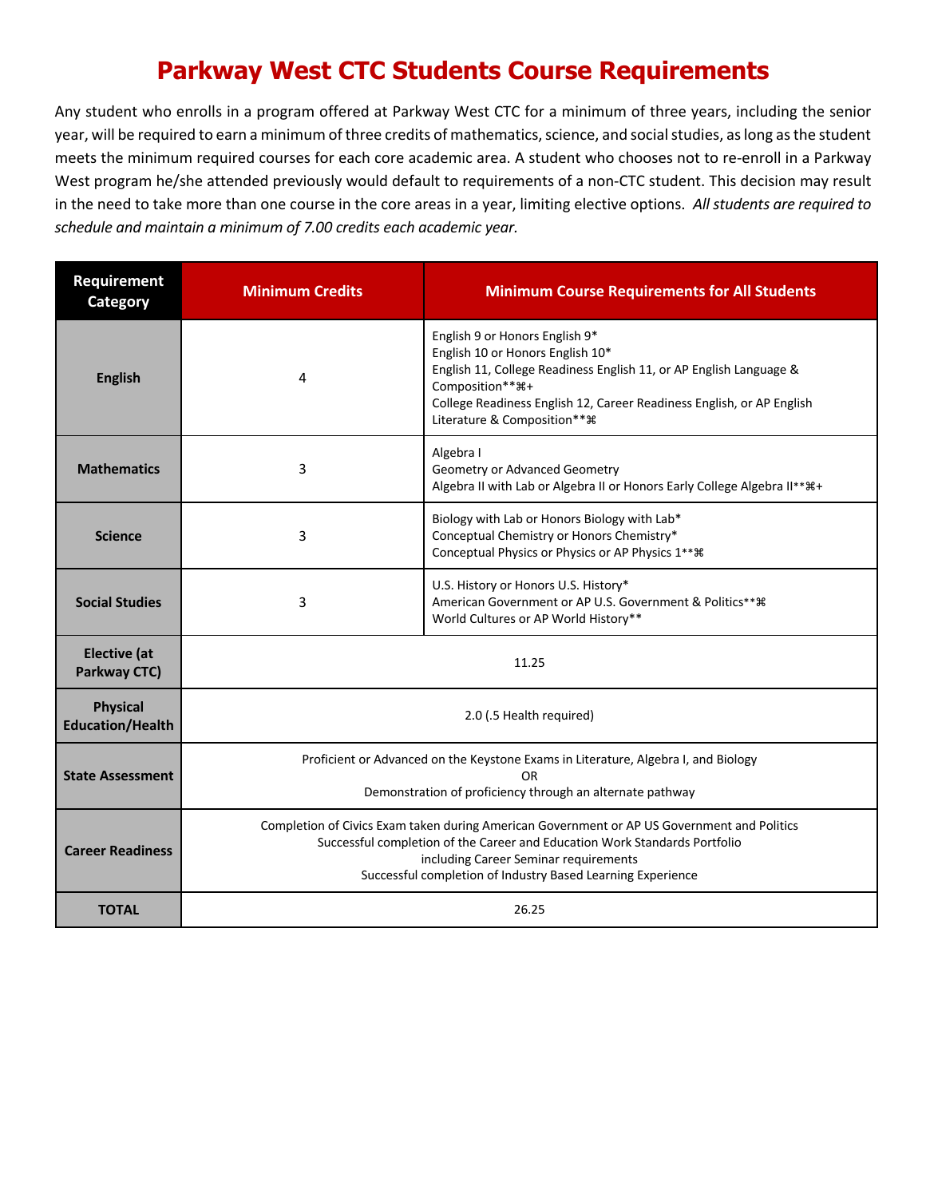# Parkway West CTC Students Course Requirements

Any student who enrolls in a program offered at Parkway West CTC for a minimum of three years, including the senior year, will be required to earn a minimum of three credits of mathematics, science, and social studies, as long as the student meets the minimum required courses for each core academic area. A student who chooses not to re-enroll in a Parkway West program he/she attended previously would default to requirements of a non-CTC student. This decision may result in the need to take more than one course in the core areas in a year, limiting elective options. *All students are required to schedule and maintain a minimum of 7.00 credits each academic year.*

| Requirement Category | Minimum Credits | Minimum Course Requirements for All Students |
|---|---|---|
| **English** | 4 | English 9 or Honors English 9*<br>English 10 or Honors English 10*<br>English 11, College Readiness English 11, or AP English Language & Composition**⌘+<br>College Readiness English 12, Career Readiness English, or AP English Literature & Composition**⌘ |
| **Mathematics** | 3 | Algebra I<br>Geometry or Advanced Geometry<br>Algebra II with Lab or Algebra II or Honors Early College Algebra II**⌘+ |
| **Science** | 3 | Biology with Lab or Honors Biology with Lab*<br>Conceptual Chemistry or Honors Chemistry*<br>Conceptual Physics or Physics or AP Physics 1**⌘ |
| **Social Studies** | 3 | U.S. History or Honors U.S. History*<br>American Government or AP U.S. Government & Politics**⌘<br>World Cultures or AP World History** |
| **Elective (at Parkway CTC)** | 11.25 | |
| **Physical Education/Health** | 2.0 (.5 Health required) | |
| **State Assessment** | Proficient or Advanced on the Keystone Exams in Literature, Algebra I, and Biology<br>OR<br>Demonstration of proficiency through an alternate pathway | |
| **Career Readiness** | Completion of Civics Exam taken during American Government or AP US Government and Politics<br>Successful completion of the Career and Education Work Standards Portfolio including Career Seminar requirements<br>Successful completion of Industry Based Learning Experience | |
| **TOTAL** | 26.25 | |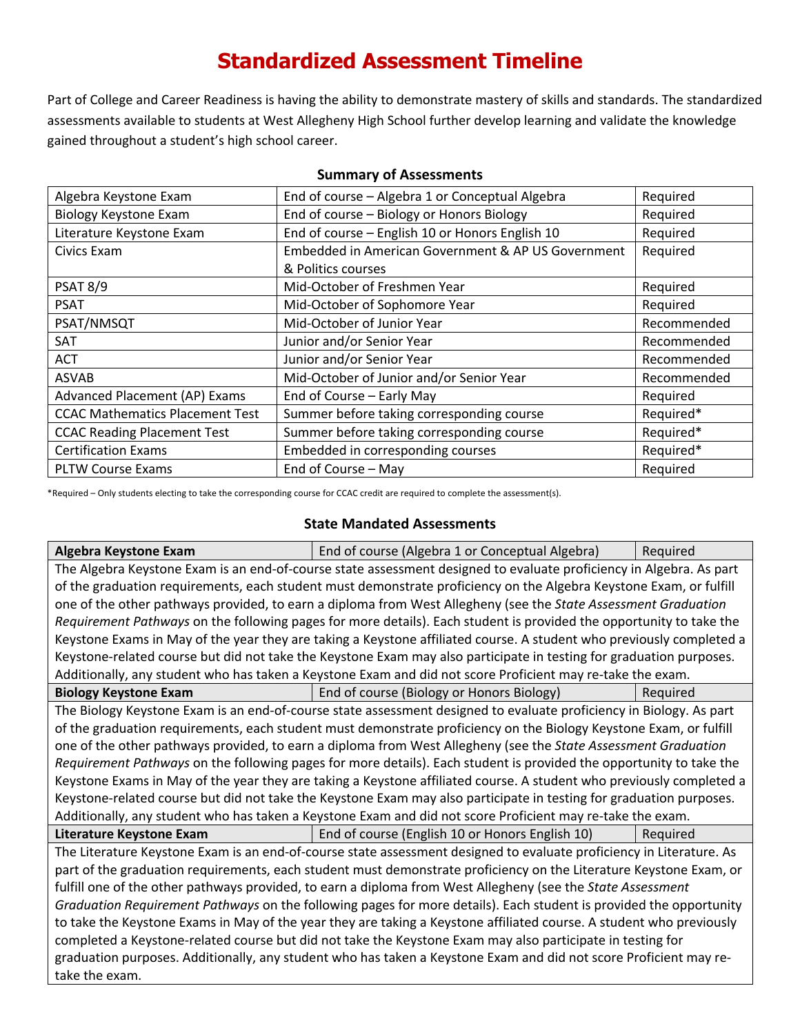# Standardized Assessment Timeline

Part of College and Career Readiness is having the ability to demonstrate mastery of skills and standards. The standardized assessments available to students at West Allegheny High School further develop learning and validate the knowledge gained throughout a student's high school career.

### Summary of Assessments

| Assessment | Timing | Status |
|---|---|---|
| Algebra Keystone Exam | End of course – Algebra 1 or Conceptual Algebra | Required |
| Biology Keystone Exam | End of course – Biology or Honors Biology | Required |
| Literature Keystone Exam | End of course – English 10 or Honors English 10 | Required |
| Civics Exam | Embedded in American Government & AP US Government & Politics courses | Required |
| PSAT 8/9 | Mid-October of Freshmen Year | Required |
| PSAT | Mid-October of Sophomore Year | Required |
| PSAT/NMSQT | Mid-October of Junior Year | Recommended |
| SAT | Junior and/or Senior Year | Recommended |
| ACT | Junior and/or Senior Year | Recommended |
| ASVAB | Mid-October of Junior and/or Senior Year | Recommended |
| Advanced Placement (AP) Exams | End of Course – Early May | Required |
| CCAC Mathematics Placement Test | Summer before taking corresponding course | Required* |
| CCAC Reading Placement Test | Summer before taking corresponding course | Required* |
| Certification Exams | Embedded in corresponding courses | Required* |
| PLTW Course Exams | End of Course – May | Required |

*Required – Only students electing to take the corresponding course for CCAC credit are required to complete the assessment(s).

### State Mandated Assessments

| **Algebra Keystone Exam** | End of course (Algebra 1 or Conceptual Algebra) | Required |
|---|---|---|

The Algebra Keystone Exam is an end-of-course state assessment designed to evaluate proficiency in Algebra. As part of the graduation requirements, each student must demonstrate proficiency on the Algebra Keystone Exam, or fulfill one of the other pathways provided, to earn a diploma from West Allegheny (see the *State Assessment Graduation Requirement Pathways* on the following pages for more details). Each student is provided the opportunity to take the Keystone Exams in May of the year they are taking a Keystone affiliated course. A student who previously completed a Keystone-related course but did not take the Keystone Exam may also participate in testing for graduation purposes. Additionally, any student who has taken a Keystone Exam and did not score Proficient may re-take the exam.

| **Biology Keystone Exam** | End of course (Biology or Honors Biology) | Required |
|---|---|---|

The Biology Keystone Exam is an end-of-course state assessment designed to evaluate proficiency in Biology. As part of the graduation requirements, each student must demonstrate proficiency on the Biology Keystone Exam, or fulfill one of the other pathways provided, to earn a diploma from West Allegheny (see the *State Assessment Graduation Requirement Pathways* on the following pages for more details). Each student is provided the opportunity to take the Keystone Exams in May of the year they are taking a Keystone affiliated course. A student who previously completed a Keystone-related course but did not take the Keystone Exam may also participate in testing for graduation purposes. Additionally, any student who has taken a Keystone Exam and did not score Proficient may re-take the exam.

| **Literature Keystone Exam** | End of course (English 10 or Honors English 10) | Required |
|---|---|---|

The Literature Keystone Exam is an end-of-course state assessment designed to evaluate proficiency in Literature. As part of the graduation requirements, each student must demonstrate proficiency on the Literature Keystone Exam, or fulfill one of the other pathways provided, to earn a diploma from West Allegheny (see the *State Assessment Graduation Requirement Pathways* on the following pages for more details). Each student is provided the opportunity to take the Keystone Exams in May of the year they are taking a Keystone affiliated course. A student who previously completed a Keystone-related course but did not take the Keystone Exam may also participate in testing for graduation purposes. Additionally, any student who has taken a Keystone Exam and did not score Proficient may re-take the exam.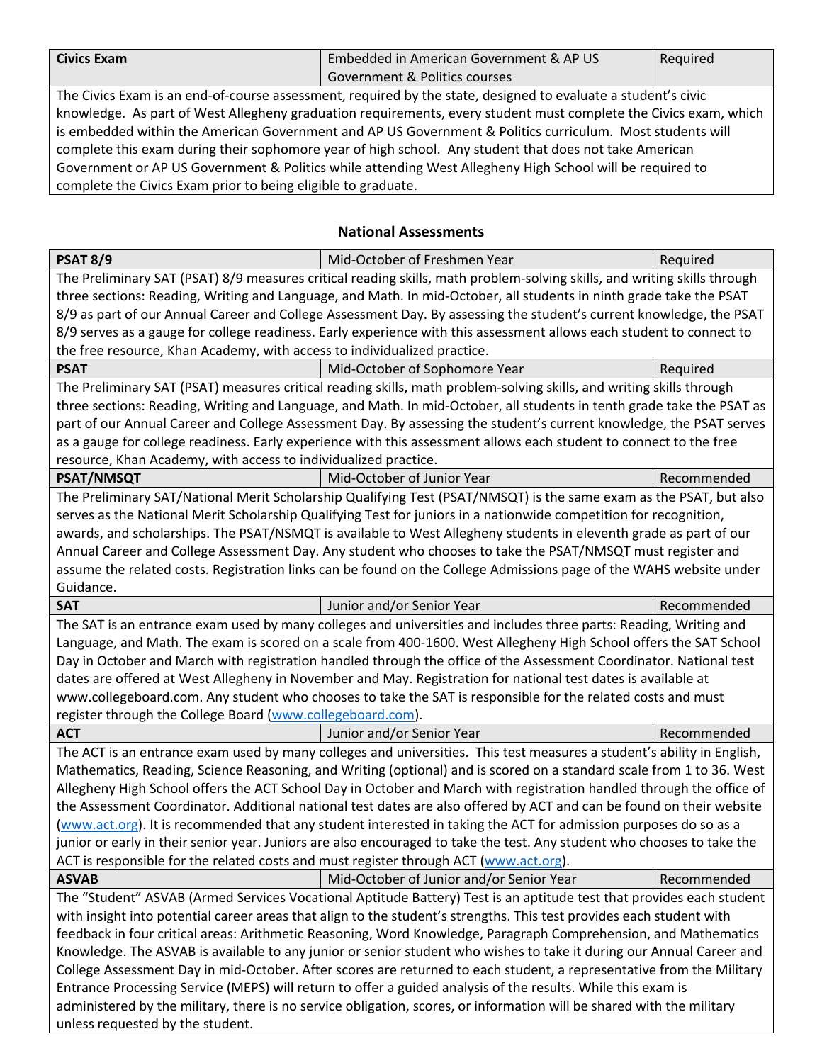| Civics Exam | Embedded in American Government & AP US Government & Politics courses | Required |
|---|---|---|

The Civics Exam is an end-of-course assessment, required by the state, designed to evaluate a student's civic knowledge. As part of West Allegheny graduation requirements, every student must complete the Civics exam, which is embedded within the American Government and AP US Government & Politics curriculum. Most students will complete this exam during their sophomore year of high school. Any student that does not take American Government or AP US Government & Politics while attending West Allegheny High School will be required to complete the Civics Exam prior to being eligible to graduate.

### National Assessments

| PSAT 8/9 | Mid-October of Freshmen Year | Required |
|---|---|---|

The Preliminary SAT (PSAT) 8/9 measures critical reading skills, math problem-solving skills, and writing skills through three sections: Reading, Writing and Language, and Math. In mid-October, all students in ninth grade take the PSAT 8/9 as part of our Annual Career and College Assessment Day. By assessing the student's current knowledge, the PSAT 8/9 serves as a gauge for college readiness. Early experience with this assessment allows each student to connect to the free resource, Khan Academy, with access to individualized practice.

| PSAT | Mid-October of Sophomore Year | Required |
|---|---|---|

The Preliminary SAT (PSAT) measures critical reading skills, math problem-solving skills, and writing skills through three sections: Reading, Writing and Language, and Math. In mid-October, all students in tenth grade take the PSAT as part of our Annual Career and College Assessment Day. By assessing the student's current knowledge, the PSAT serves as a gauge for college readiness. Early experience with this assessment allows each student to connect to the free resource, Khan Academy, with access to individualized practice.

| PSAT/NMSQT | Mid-October of Junior Year | Recommended |
|---|---|---|

The Preliminary SAT/National Merit Scholarship Qualifying Test (PSAT/NMSQT) is the same exam as the PSAT, but also serves as the National Merit Scholarship Qualifying Test for juniors in a nationwide competition for recognition, awards, and scholarships. The PSAT/NSMQT is available to West Allegheny students in eleventh grade as part of our Annual Career and College Assessment Day. Any student who chooses to take the PSAT/NMSQT must register and assume the related costs. Registration links can be found on the College Admissions page of the WAHS website under Guidance.

| SAT | Junior and/or Senior Year | Recommended |
|---|---|---|

The SAT is an entrance exam used by many colleges and universities and includes three parts: Reading, Writing and Language, and Math. The exam is scored on a scale from 400-1600. West Allegheny High School offers the SAT School Day in October and March with registration handled through the office of the Assessment Coordinator. National test dates are offered at West Allegheny in November and May. Registration for national test dates is available at www.collegeboard.com. Any student who chooses to take the SAT is responsible for the related costs and must register through the College Board (www.collegeboard.com).

| ACT | Junior and/or Senior Year | Recommended |
|---|---|---|

The ACT is an entrance exam used by many colleges and universities. This test measures a student's ability in English, Mathematics, Reading, Science Reasoning, and Writing (optional) and is scored on a standard scale from 1 to 36. West Allegheny High School offers the ACT School Day in October and March with registration handled through the office of the Assessment Coordinator. Additional national test dates are also offered by ACT and can be found on their website (www.act.org). It is recommended that any student interested in taking the ACT for admission purposes do so as a junior or early in their senior year. Juniors are also encouraged to take the test. Any student who chooses to take the ACT is responsible for the related costs and must register through ACT (www.act.org).

| ASVAB | Mid-October of Junior and/or Senior Year | Recommended |
|---|---|---|

The "Student" ASVAB (Armed Services Vocational Aptitude Battery) Test is an aptitude test that provides each student with insight into potential career areas that align to the student's strengths. This test provides each student with feedback in four critical areas: Arithmetic Reasoning, Word Knowledge, Paragraph Comprehension, and Mathematics Knowledge. The ASVAB is available to any junior or senior student who wishes to take it during our Annual Career and College Assessment Day in mid-October. After scores are returned to each student, a representative from the Military Entrance Processing Service (MEPS) will return to offer a guided analysis of the results. While this exam is administered by the military, there is no service obligation, scores, or information will be shared with the military unless requested by the student.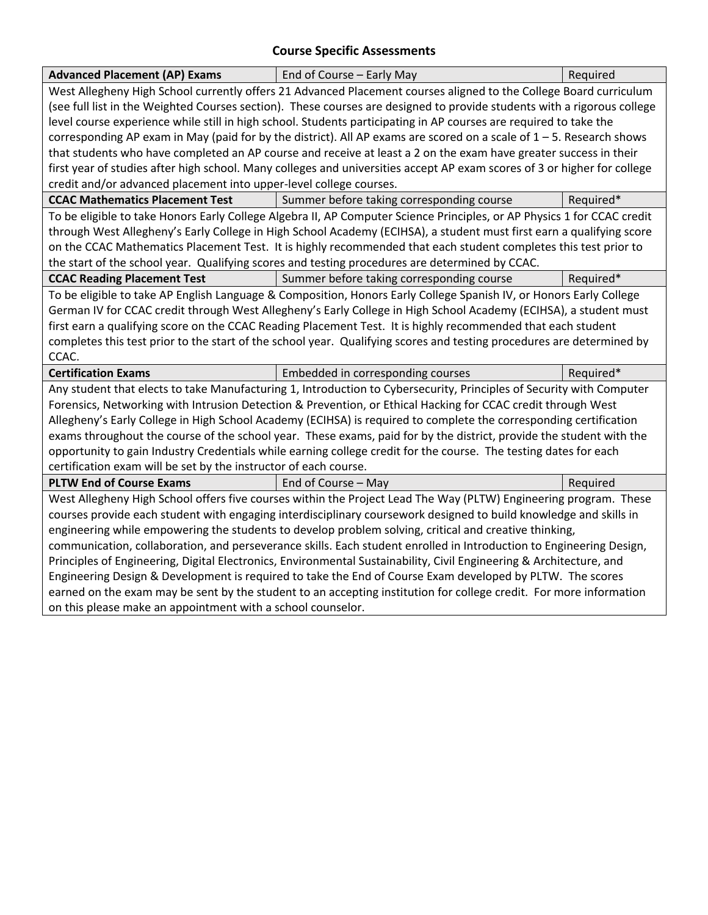## Course Specific Assessments

| Advanced Placement (AP) Exams | End of Course – Early May | Required |
|---|---|---|
| West Allegheny High School currently offers 21 Advanced Placement courses aligned to the College Board curriculum (see full list in the Weighted Courses section). These courses are designed to provide students with a rigorous college level course experience while still in high school. Students participating in AP courses are required to take the corresponding AP exam in May (paid for by the district). All AP exams are scored on a scale of 1 – 5. Research shows that students who have completed an AP course and receive at least a 2 on the exam have greater success in their first year of studies after high school. Many colleges and universities accept AP exam scores of 3 or higher for college credit and/or advanced placement into upper-level college courses. | | |
| **CCAC Mathematics Placement Test** | Summer before taking corresponding course | Required* |
| To be eligible to take Honors Early College Algebra II, AP Computer Science Principles, or AP Physics 1 for CCAC credit through West Allegheny's Early College in High School Academy (ECIHSA), a student must first earn a qualifying score on the CCAC Mathematics Placement Test. It is highly recommended that each student completes this test prior to the start of the school year. Qualifying scores and testing procedures are determined by CCAC. | | |
| **CCAC Reading Placement Test** | Summer before taking corresponding course | Required* |
| To be eligible to take AP English Language & Composition, Honors Early College Spanish IV, or Honors Early College German IV for CCAC credit through West Allegheny's Early College in High School Academy (ECIHSA), a student must first earn a qualifying score on the CCAC Reading Placement Test. It is highly recommended that each student completes this test prior to the start of the school year. Qualifying scores and testing procedures are determined by CCAC. | | |
| **Certification Exams** | Embedded in corresponding courses | Required* |
| Any student that elects to take Manufacturing 1, Introduction to Cybersecurity, Principles of Security with Computer Forensics, Networking with Intrusion Detection & Prevention, or Ethical Hacking for CCAC credit through West Allegheny's Early College in High School Academy (ECIHSA) is required to complete the corresponding certification exams throughout the course of the school year. These exams, paid for by the district, provide the student with the opportunity to gain Industry Credentials while earning college credit for the course. The testing dates for each certification exam will be set by the instructor of each course. | | |
| **PLTW End of Course Exams** | End of Course – May | Required |
| West Allegheny High School offers five courses within the Project Lead The Way (PLTW) Engineering program. These courses provide each student with engaging interdisciplinary coursework designed to build knowledge and skills in engineering while empowering the students to develop problem solving, critical and creative thinking, communication, collaboration, and perseverance skills. Each student enrolled in Introduction to Engineering Design, Principles of Engineering, Digital Electronics, Environmental Sustainability, Civil Engineering & Architecture, and Engineering Design & Development is required to take the End of Course Exam developed by PLTW. The scores earned on the exam may be sent by the student to an accepting institution for college credit. For more information on this please make an appointment with a school counselor. | | |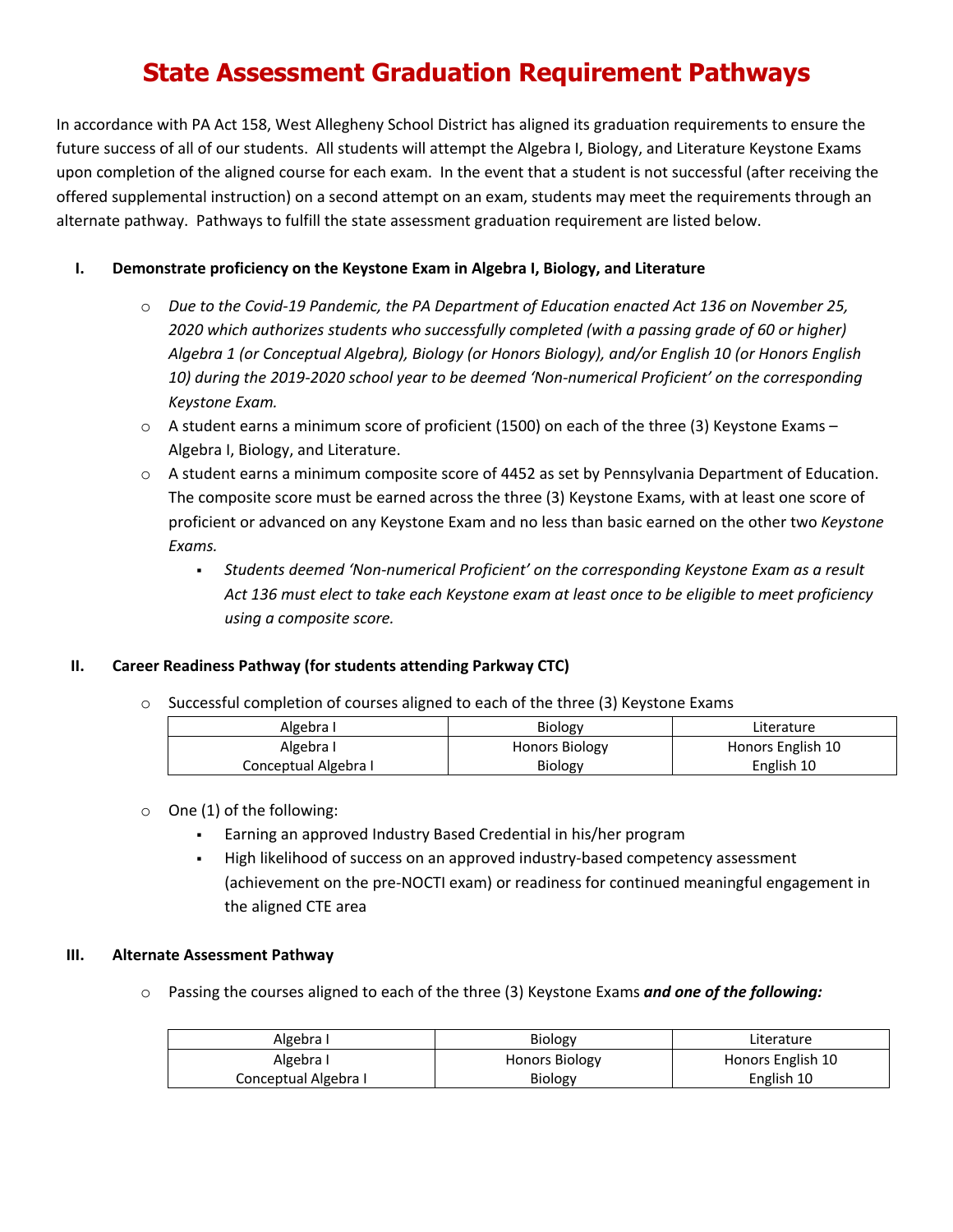# State Assessment Graduation Requirement Pathways

In accordance with PA Act 158, West Allegheny School District has aligned its graduation requirements to ensure the future success of all of our students. All students will attempt the Algebra I, Biology, and Literature Keystone Exams upon completion of the aligned course for each exam. In the event that a student is not successful (after receiving the offered supplemental instruction) on a second attempt on an exam, students may meet the requirements through an alternate pathway. Pathways to fulfill the state assessment graduation requirement are listed below.

## I. Demonstrate proficiency on the Keystone Exam in Algebra I, Biology, and Literature

- *Due to the Covid-19 Pandemic, the PA Department of Education enacted Act 136 on November 25, 2020 which authorizes students who successfully completed (with a passing grade of 60 or higher) Algebra 1 (or Conceptual Algebra), Biology (or Honors Biology), and/or English 10 (or Honors English 10) during the 2019-2020 school year to be deemed 'Non-numerical Proficient' on the corresponding Keystone Exam.*
- A student earns a minimum score of proficient (1500) on each of the three (3) Keystone Exams – Algebra I, Biology, and Literature.
- A student earns a minimum composite score of 4452 as set by Pennsylvania Department of Education. The composite score must be earned across the three (3) Keystone Exams, with at least one score of proficient or advanced on any Keystone Exam and no less than basic earned on the other two *Keystone Exams.*
  - *Students deemed 'Non-numerical Proficient' on the corresponding Keystone Exam as a result Act 136 must elect to take each Keystone exam at least once to be eligible to meet proficiency using a composite score.*

## II. Career Readiness Pathway (for students attending Parkway CTC)

- Successful completion of courses aligned to each of the three (3) Keystone Exams

| Algebra I | Biology | Literature |
|---|---|---|
| Algebra I<br>Conceptual Algebra I | Honors Biology<br>Biology | Honors English 10<br>English 10 |

- One (1) of the following:
  - Earning an approved Industry Based Credential in his/her program
  - High likelihood of success on an approved industry-based competency assessment (achievement on the pre-NOCTI exam) or readiness for continued meaningful engagement in the aligned CTE area

## III. Alternate Assessment Pathway

- Passing the courses aligned to each of the three (3) Keystone Exams ***and one of the following:***

| Algebra I | Biology | Literature |
|---|---|---|
| Algebra I<br>Conceptual Algebra I | Honors Biology<br>Biology | Honors English 10<br>English 10 |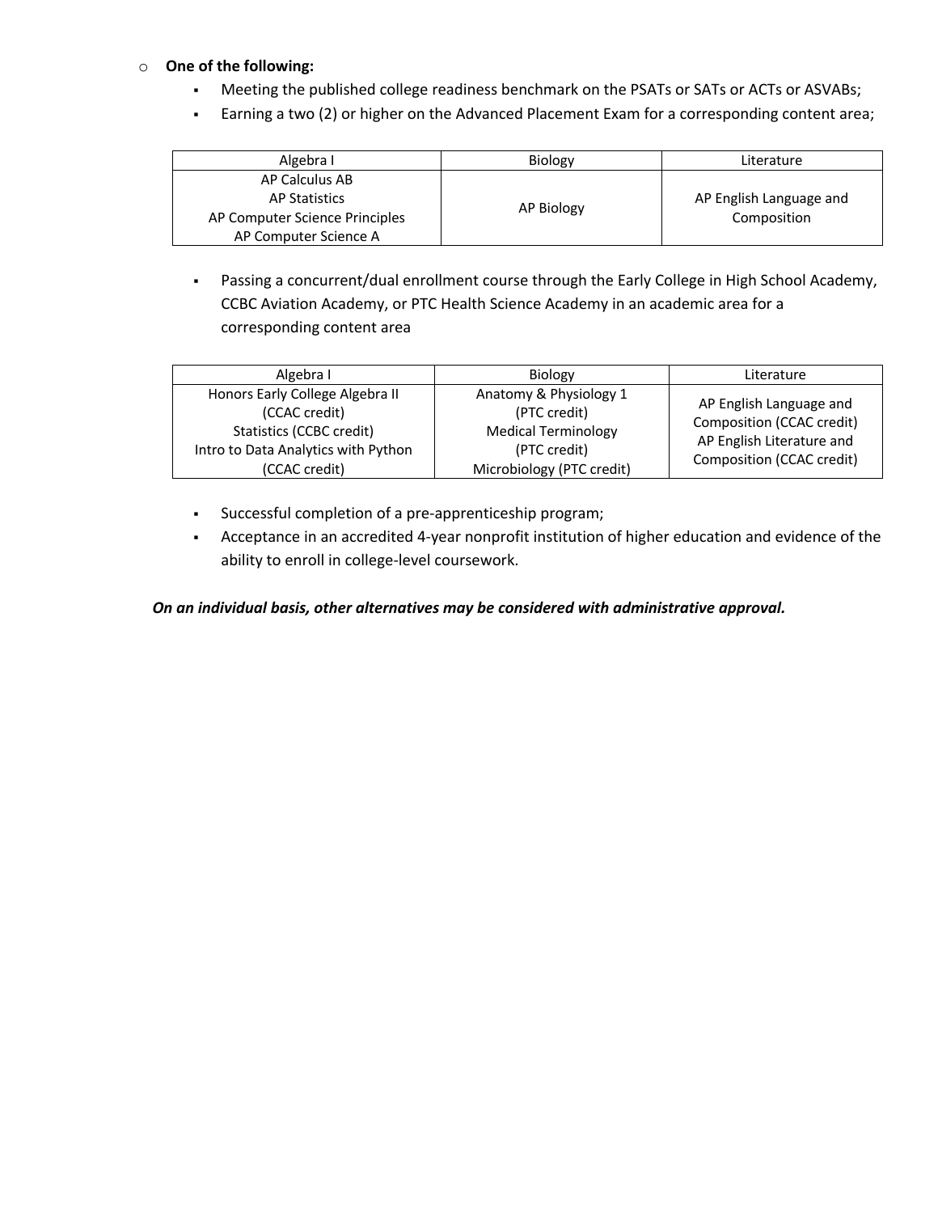- **One of the following:**
  - Meeting the published college readiness benchmark on the PSATs or SATs or ACTs or ASVABs;
  - Earning a two (2) or higher on the Advanced Placement Exam for a corresponding content area;

| Algebra I | Biology | Literature |
|---|---|---|
| AP Calculus AB<br>AP Statistics<br>AP Computer Science Principles<br>AP Computer Science A | AP Biology | AP English Language and Composition |

  - Passing a concurrent/dual enrollment course through the Early College in High School Academy, CCBC Aviation Academy, or PTC Health Science Academy in an academic area for a corresponding content area

| Algebra I | Biology | Literature |
|---|---|---|
| Honors Early College Algebra II (CCAC credit)<br>Statistics (CCBC credit)<br>Intro to Data Analytics with Python (CCAC credit) | Anatomy & Physiology 1 (PTC credit)<br>Medical Terminology (PTC credit)<br>Microbiology (PTC credit) | AP English Language and Composition (CCAC credit)<br>AP English Literature and Composition (CCAC credit) |

  - Successful completion of a pre-apprenticeship program;
  - Acceptance in an accredited 4-year nonprofit institution of higher education and evidence of the ability to enroll in college-level coursework.

***On an individual basis, other alternatives may be considered with administrative approval.***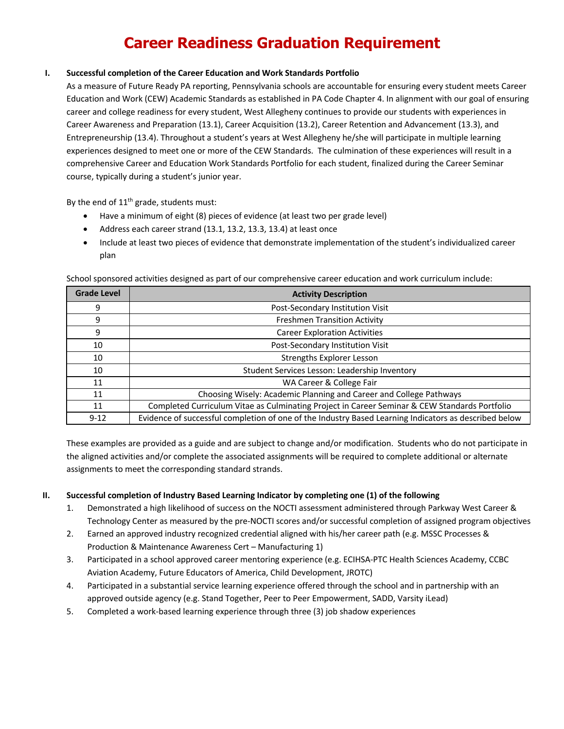# Career Readiness Graduation Requirement

**I. Successful completion of the Career Education and Work Standards Portfolio**

As a measure of Future Ready PA reporting, Pennsylvania schools are accountable for ensuring every student meets Career Education and Work (CEW) Academic Standards as established in PA Code Chapter 4. In alignment with our goal of ensuring career and college readiness for every student, West Allegheny continues to provide our students with experiences in Career Awareness and Preparation (13.1), Career Acquisition (13.2), Career Retention and Advancement (13.3), and Entrepreneurship (13.4). Throughout a student's years at West Allegheny he/she will participate in multiple learning experiences designed to meet one or more of the CEW Standards. The culmination of these experiences will result in a comprehensive Career and Education Work Standards Portfolio for each student, finalized during the Career Seminar course, typically during a student's junior year.

By the end of 11th grade, students must:

- Have a minimum of eight (8) pieces of evidence (at least two per grade level)
- Address each career strand (13.1, 13.2, 13.3, 13.4) at least once
- Include at least two pieces of evidence that demonstrate implementation of the student's individualized career plan

School sponsored activities designed as part of our comprehensive career education and work curriculum include:

| Grade Level | Activity Description |
|---|---|
| 9 | Post-Secondary Institution Visit |
| 9 | Freshmen Transition Activity |
| 9 | Career Exploration Activities |
| 10 | Post-Secondary Institution Visit |
| 10 | Strengths Explorer Lesson |
| 10 | Student Services Lesson: Leadership Inventory |
| 11 | WA Career & College Fair |
| 11 | Choosing Wisely: Academic Planning and Career and College Pathways |
| 11 | Completed Curriculum Vitae as Culminating Project in Career Seminar & CEW Standards Portfolio |
| 9-12 | Evidence of successful completion of one of the Industry Based Learning Indicators as described below |

These examples are provided as a guide and are subject to change and/or modification. Students who do not participate in the aligned activities and/or complete the associated assignments will be required to complete additional or alternate assignments to meet the corresponding standard strands.

**II. Successful completion of Industry Based Learning Indicator by completing one (1) of the following**

1. Demonstrated a high likelihood of success on the NOCTI assessment administered through Parkway West Career & Technology Center as measured by the pre-NOCTI scores and/or successful completion of assigned program objectives
2. Earned an approved industry recognized credential aligned with his/her career path (e.g. MSSC Processes & Production & Maintenance Awareness Cert – Manufacturing 1)
3. Participated in a school approved career mentoring experience (e.g. ECIHSA-PTC Health Sciences Academy, CCBC Aviation Academy, Future Educators of America, Child Development, JROTC)
4. Participated in a substantial service learning experience offered through the school and in partnership with an approved outside agency (e.g. Stand Together, Peer to Peer Empowerment, SADD, Varsity iLead)
5. Completed a work-based learning experience through three (3) job shadow experiences